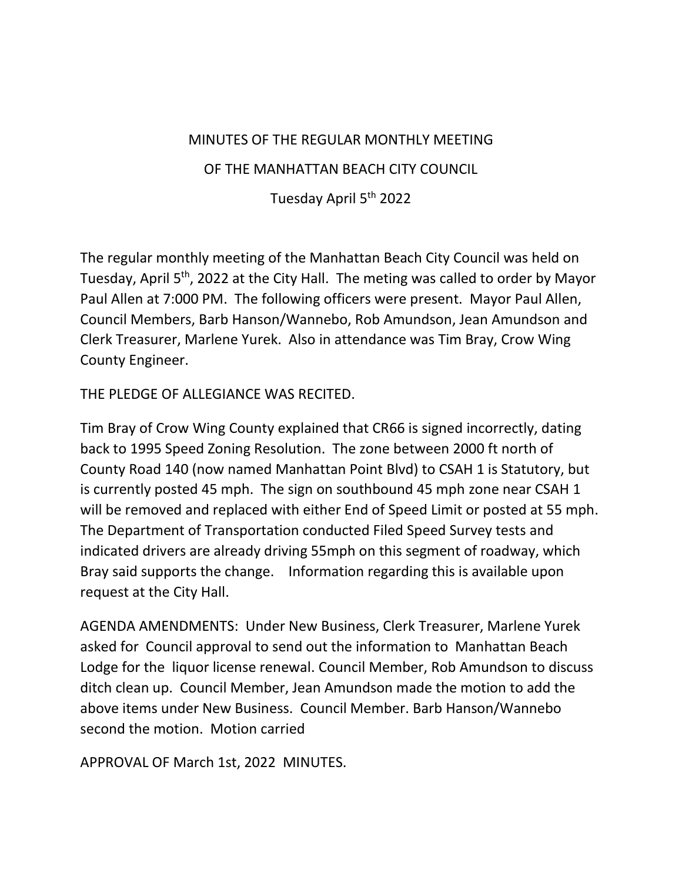# MINUTES OF THE REGULAR MONTHLY MEETING

# OF THE MANHATTAN BEACH CITY COUNCIL

# Tuesday April 5th 2022

The regular monthly meeting of the Manhattan Beach City Council was held on Tuesday, April 5th, 2022 at the City Hall. The meting was called to order by Mayor Paul Allen at 7:000 PM. The following officers were present. Mayor Paul Allen, Council Members, Barb Hanson/Wannebo, Rob Amundson, Jean Amundson and Clerk Treasurer, Marlene Yurek. Also in attendance was Tim Bray, Crow Wing County Engineer.

THE PLEDGE OF ALLEGIANCE WAS RECITED.

Tim Bray of Crow Wing County explained that CR66 is signed incorrectly, dating back to 1995 Speed Zoning Resolution. The zone between 2000 ft north of County Road 140 (now named Manhattan Point Blvd) to CSAH 1 is Statutory, but is currently posted 45 mph. The sign on southbound 45 mph zone near CSAH 1 will be removed and replaced with either End of Speed Limit or posted at 55 mph. The Department of Transportation conducted Filed Speed Survey tests and indicated drivers are already driving 55mph on this segment of roadway, which Bray said supports the change. Information regarding this is available upon request at the City Hall.

AGENDA AMENDMENTS: Under New Business, Clerk Treasurer, Marlene Yurek asked for Council approval to send out the information to Manhattan Beach Lodge for the liquor license renewal. Council Member, Rob Amundson to discuss ditch clean up. Council Member, Jean Amundson made the motion to add the above items under New Business. Council Member. Barb Hanson/Wannebo second the motion. Motion carried

APPROVAL OF March 1st, 2022 MINUTES.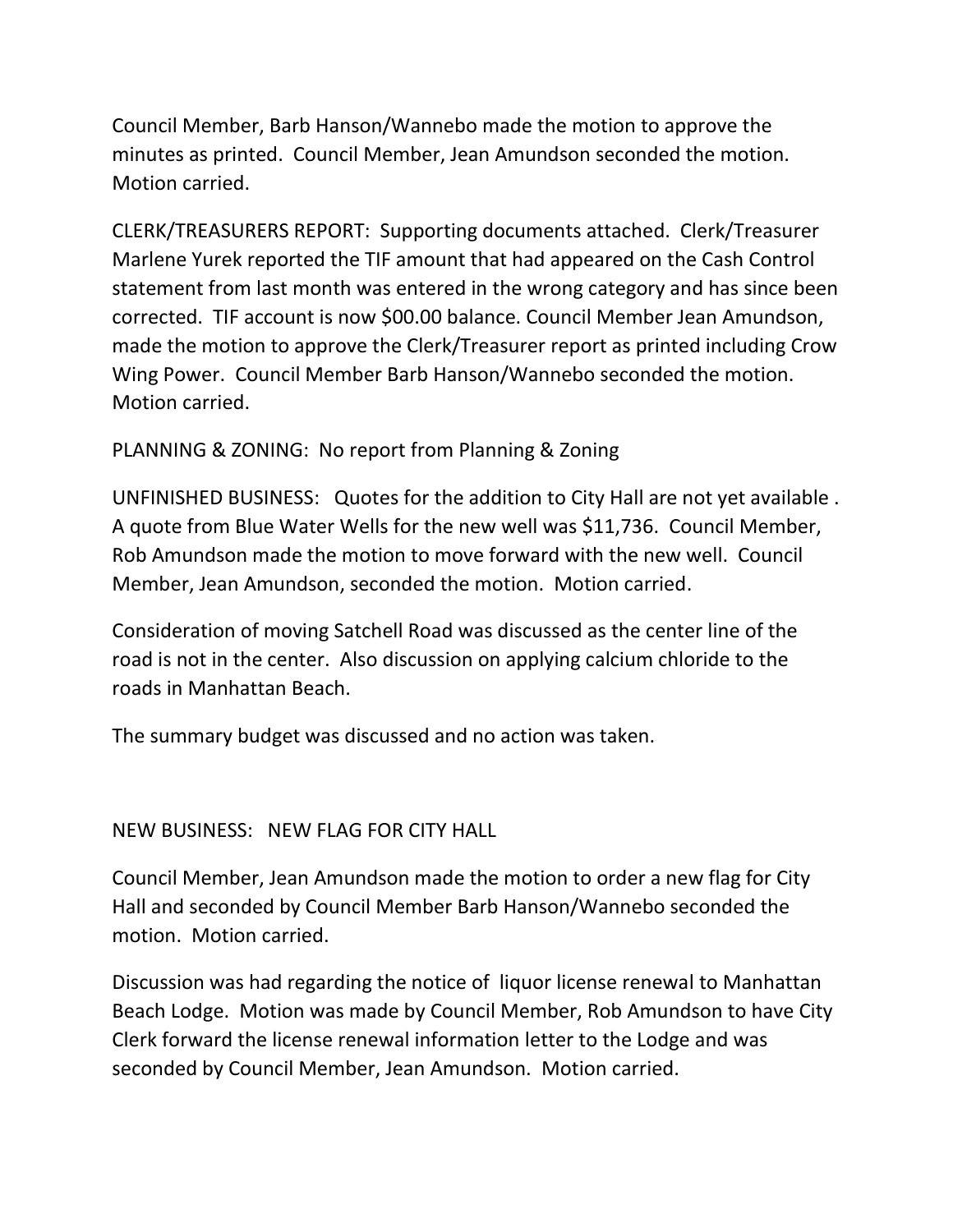Council Member, Barb Hanson/Wannebo made the motion to approve the minutes as printed. Council Member, Jean Amundson seconded the motion. Motion carried.

CLERK/TREASURERS REPORT: Supporting documents attached. Clerk/Treasurer Marlene Yurek reported the TIF amount that had appeared on the Cash Control statement from last month was entered in the wrong category and has since been corrected. TIF account is now $00.00 balance. Council Member Jean Amundson, made the motion to approve the Clerk/Treasurer report as printed including Crow Wing Power. Council Member Barb Hanson/Wannebo seconded the motion. Motion carried.

PLANNING & ZONING: No report from Planning & Zoning

UNFINISHED BUSINESS: Quotes for the addition to City Hall are not yet available . A quote from Blue Water Wells for the new well was $11,736. Council Member, Rob Amundson made the motion to move forward with the new well. Council Member, Jean Amundson, seconded the motion. Motion carried.

Consideration of moving Satchell Road was discussed as the center line of the road is not in the center. Also discussion on applying calcium chloride to the roads in Manhattan Beach.

The summary budget was discussed and no action was taken.

NEW BUSINESS: NEW FLAG FOR CITY HALL

Council Member, Jean Amundson made the motion to order a new flag for City Hall and seconded by Council Member Barb Hanson/Wannebo seconded the motion. Motion carried.

Discussion was had regarding the notice of liquor license renewal to Manhattan Beach Lodge. Motion was made by Council Member, Rob Amundson to have City Clerk forward the license renewal information letter to the Lodge and was seconded by Council Member, Jean Amundson. Motion carried.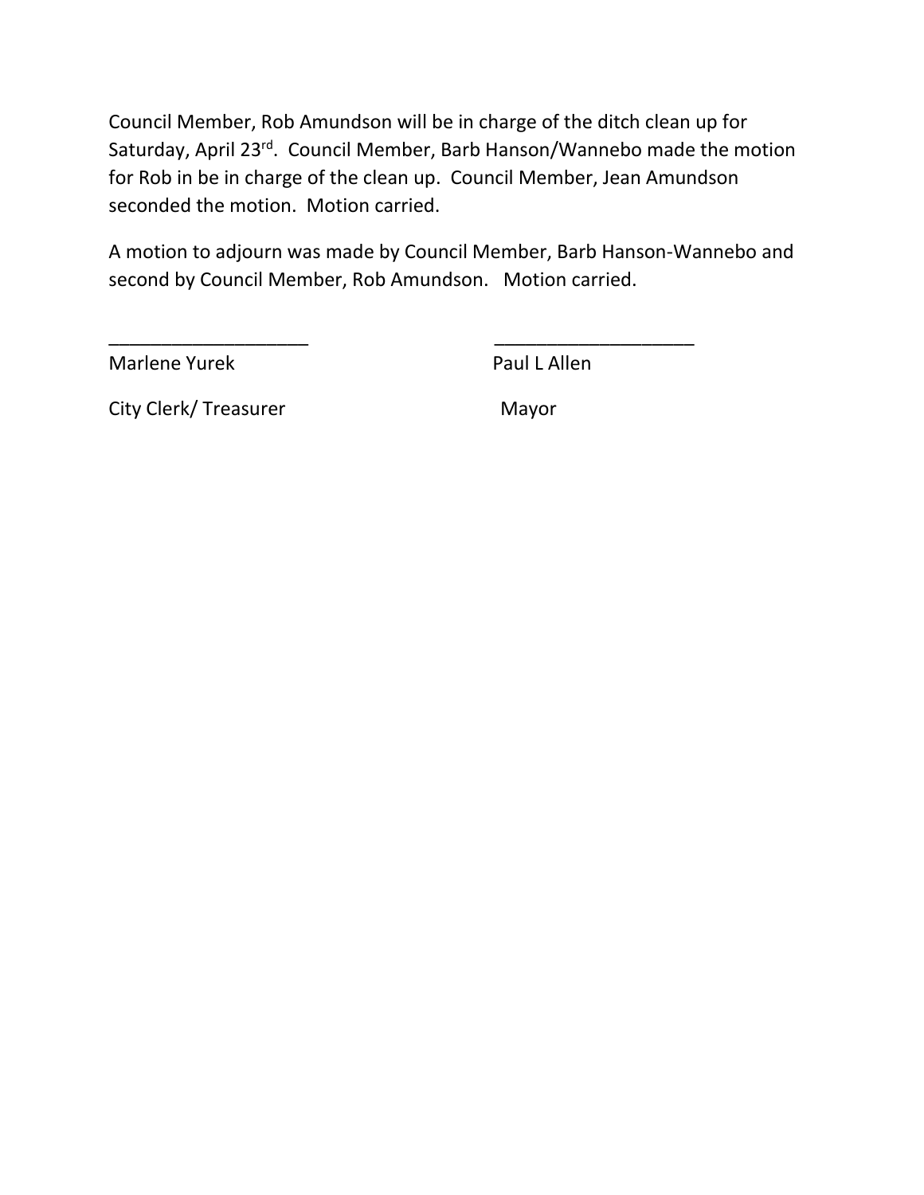Council Member, Rob Amundson will be in charge of the ditch clean up for Saturday, April 23rd. Council Member, Barb Hanson/Wannebo made the motion for Rob in be in charge of the clean up. Council Member, Jean Amundson seconded the motion. Motion carried.

A motion to adjourn was made by Council Member, Barb Hanson-Wannebo and second by Council Member, Rob Amundson. Motion carried.

| ___________________ | ___________________ |
|---|---|
| Marlene Yurek | Paul L Allen |
| City Clerk/ Treasurer | Mayor |